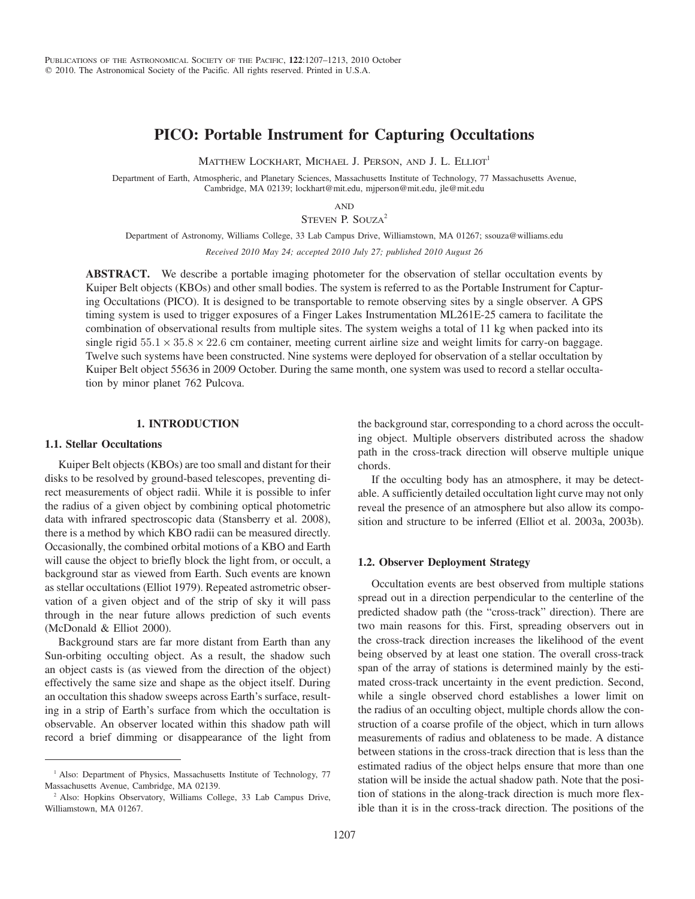# PICO: Portable Instrument for Capturing Occultations

Matthew Lockhart, Michael J. Person, and J. L. Elliot[1]

Department of Earth, Atmospheric, and Planetary Sciences, Massachusetts Institute of Technology, 77 Massachusetts Avenue, Cambridge, MA 02139; lockhart@mit.edu, mjperson@mit.edu, jle@mit.edu

and

Steven P. Souza[2]

Department of Astronomy, Williams College, 33 Lab Campus Drive, Williamstown, MA 01267; ssouza@williams.edu

*Received 2010 May 24; accepted 2010 July 27; published 2010 August 26*

**ABSTRACT.** We describe a portable imaging photometer for the observation of stellar occultation events by Kuiper Belt objects (KBOs) and other small bodies. The system is referred to as the Portable Instrument for Capturing Occultations (PICO). It is designed to be transportable to remote observing sites by a single observer. A GPS timing system is used to trigger exposures of a Finger Lakes Instrumentation ML261E-25 camera to facilitate the combination of observational results from multiple sites. The system weighs a total of 11 kg when packed into its single rigid $55.1 \times 35.8 \times 22.6$ cm container, meeting current airline size and weight limits for carry-on baggage. Twelve such systems have been constructed. Nine systems were deployed for observation of a stellar occultation by Kuiper Belt object 55636 in 2009 October. During the same month, one system was used to record a stellar occultation by minor planet 762 Pulcova.

## 1. INTRODUCTION

### 1.1. Stellar Occultations

Kuiper Belt objects (KBOs) are too small and distant for their disks to be resolved by ground-based telescopes, preventing direct measurements of object radii. While it is possible to infer the radius of a given object by combining optical photometric data with infrared spectroscopic data (Stansberry et al. 2008), there is a method by which KBO radii can be measured directly. Occasionally, the combined orbital motions of a KBO and Earth will cause the object to briefly block the light from, or occult, a background star as viewed from Earth. Such events are known as stellar occultations (Elliot 1979). Repeated astrometric observation of a given object and of the strip of sky it will pass through in the near future allows prediction of such events (McDonald & Elliot 2000).

Background stars are far more distant from Earth than any Sun-orbiting occulting object. As a result, the shadow such an object casts is (as viewed from the direction of the object) effectively the same size and shape as the object itself. During an occultation this shadow sweeps across Earth's surface, resulting in a strip of Earth's surface from which the occultation is observable. An observer located within this shadow path will record a brief dimming or disappearance of the light from the background star, corresponding to a chord across the occulting object. Multiple observers distributed across the shadow path in the cross-track direction will observe multiple unique chords.

If the occulting body has an atmosphere, it may be detectable. A sufficiently detailed occultation light curve may not only reveal the presence of an atmosphere but also allow its composition and structure to be inferred (Elliot et al. 2003a, 2003b).

### 1.2. Observer Deployment Strategy

Occultation events are best observed from multiple stations spread out in a direction perpendicular to the centerline of the predicted shadow path (the "cross-track" direction). There are two main reasons for this. First, spreading observers out in the cross-track direction increases the likelihood of the event being observed by at least one station. The overall cross-track span of the array of stations is determined mainly by the estimated cross-track uncertainty in the event prediction. Second, while a single observed chord establishes a lower limit on the radius of an occulting object, multiple chords allow the construction of a coarse profile of the object, which in turn allows measurements of radius and oblateness to be made. A distance between stations in the cross-track direction that is less than the estimated radius of the object helps ensure that more than one station will be inside the actual shadow path. Note that the position of stations in the along-track direction is much more flexible than it is in the cross-track direction. The positions of the

[1] Also: Department of Physics, Massachusetts Institute of Technology, 77 Massachusetts Avenue, Cambridge, MA 02139.

[2] Also: Hopkins Observatory, Williams College, 33 Lab Campus Drive, Williamstown, MA 01267.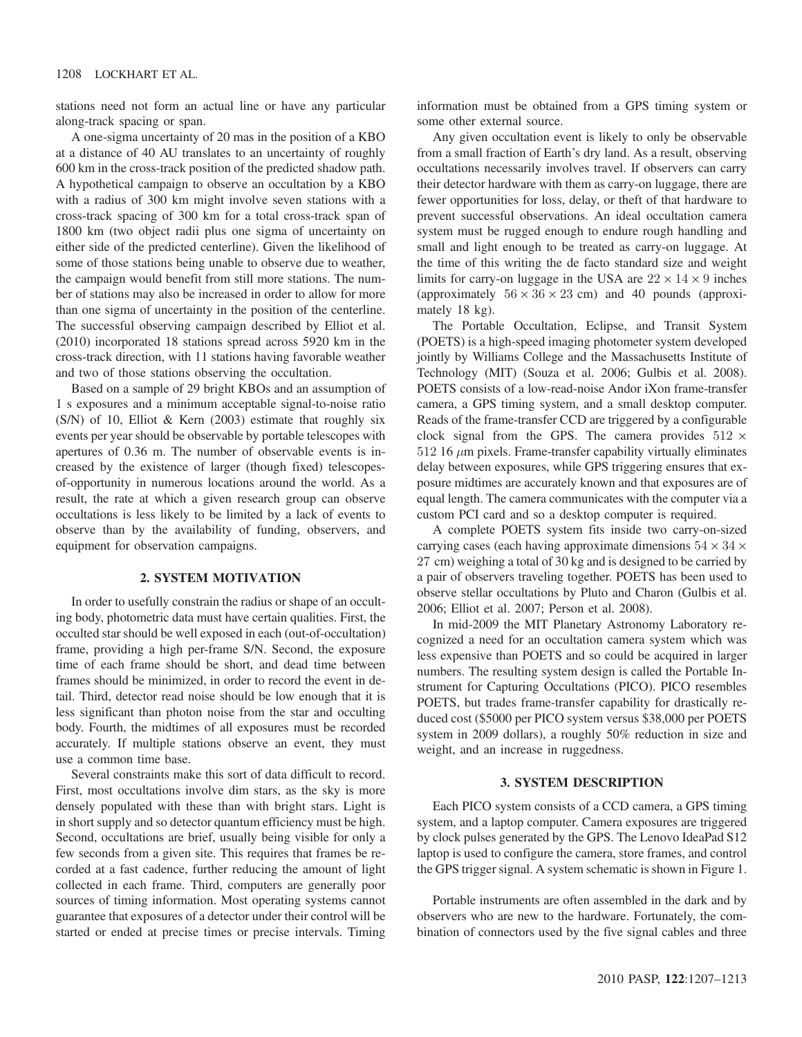stations need not form an actual line or have any particular along-track spacing or span.

A one-sigma uncertainty of 20 mas in the position of a KBO at a distance of 40 AU translates to an uncertainty of roughly 600 km in the cross-track position of the predicted shadow path. A hypothetical campaign to observe an occultation by a KBO with a radius of 300 km might involve seven stations with a cross-track spacing of 300 km for a total cross-track span of 1800 km (two object radii plus one sigma of uncertainty on either side of the predicted centerline). Given the likelihood of some of those stations being unable to observe due to weather, the campaign would benefit from still more stations. The number of stations may also be increased in order to allow for more than one sigma of uncertainty in the position of the centerline. The successful observing campaign described by Elliot et al. (2010) incorporated 18 stations spread across 5920 km in the cross-track direction, with 11 stations having favorable weather and two of those stations observing the occultation.

Based on a sample of 29 bright KBOs and an assumption of 1 s exposures and a minimum acceptable signal-to-noise ratio (S/N) of 10, Elliot & Kern (2003) estimate that roughly six events per year should be observable by portable telescopes with apertures of 0.36 m. The number of observable events is increased by the existence of larger (though fixed) telescopes-of-opportunity in numerous locations around the world. As a result, the rate at which a given research group can observe occultations is less likely to be limited by a lack of events to observe than by the availability of funding, observers, and equipment for observation campaigns.

## 2. SYSTEM MOTIVATION

In order to usefully constrain the radius or shape of an occulting body, photometric data must have certain qualities. First, the occulted star should be well exposed in each (out-of-occultation) frame, providing a high per-frame S/N. Second, the exposure time of each frame should be short, and dead time between frames should be minimized, in order to record the event in detail. Third, detector read noise should be low enough that it is less significant than photon noise from the star and occulting body. Fourth, the midtimes of all exposures must be recorded accurately. If multiple stations observe an event, they must use a common time base.

Several constraints make this sort of data difficult to record. First, most occultations involve dim stars, as the sky is more densely populated with these than with bright stars. Light is in short supply and so detector quantum efficiency must be high. Second, occultations are brief, usually being visible for only a few seconds from a given site. This requires that frames be recorded at a fast cadence, further reducing the amount of light collected in each frame. Third, computers are generally poor sources of timing information. Most operating systems cannot guarantee that exposures of a detector under their control will be started or ended at precise times or precise intervals. Timing information must be obtained from a GPS timing system or some other external source.

Any given occultation event is likely to only be observable from a small fraction of Earth's dry land. As a result, observing occultations necessarily involves travel. If observers can carry their detector hardware with them as carry-on luggage, there are fewer opportunities for loss, delay, or theft of that hardware to prevent successful observations. An ideal occultation camera system must be rugged enough to endure rough handling and small and light enough to be treated as carry-on luggage. At the time of this writing the de facto standard size and weight limits for carry-on luggage in the USA are $22 \times 14 \times 9$ inches (approximately $56 \times 36 \times 23$ cm) and 40 pounds (approximately 18 kg).

The Portable Occultation, Eclipse, and Transit System (POETS) is a high-speed imaging photometer system developed jointly by Williams College and the Massachusetts Institute of Technology (MIT) (Souza et al. 2006; Gulbis et al. 2008). POETS consists of a low-read-noise Andor iXon frame-transfer camera, a GPS timing system, and a small desktop computer. Reads of the frame-transfer CCD are triggered by a configurable clock signal from the GPS. The camera provides $512 \times 512$ 16 $\mu$m pixels. Frame-transfer capability virtually eliminates delay between exposures, while GPS triggering ensures that exposure midtimes are accurately known and that exposures are of equal length. The camera communicates with the computer via a custom PCI card and so a desktop computer is required.

A complete POETS system fits inside two carry-on-sized carrying cases (each having approximate dimensions $54 \times 34 \times 27$ cm) weighing a total of 30 kg and is designed to be carried by a pair of observers traveling together. POETS has been used to observe stellar occultations by Pluto and Charon (Gulbis et al. 2006; Elliot et al. 2007; Person et al. 2008).

In mid-2009 the MIT Planetary Astronomy Laboratory recognized a need for an occultation camera system which was less expensive than POETS and so could be acquired in larger numbers. The resulting system design is called the Portable Instrument for Capturing Occultations (PICO). PICO resembles POETS, but trades frame-transfer capability for drastically reduced cost (\$5000 per PICO system versus \$38,000 per POETS system in 2009 dollars), a roughly 50% reduction in size and weight, and an increase in ruggedness.

## 3. SYSTEM DESCRIPTION

Each PICO system consists of a CCD camera, a GPS timing system, and a laptop computer. Camera exposures are triggered by clock pulses generated by the GPS. The Lenovo IdeaPad S12 laptop is used to configure the camera, store frames, and control the GPS trigger signal. A system schematic is shown in Figure 1.

Portable instruments are often assembled in the dark and by observers who are new to the hardware. Fortunately, the combination of connectors used by the five signal cables and three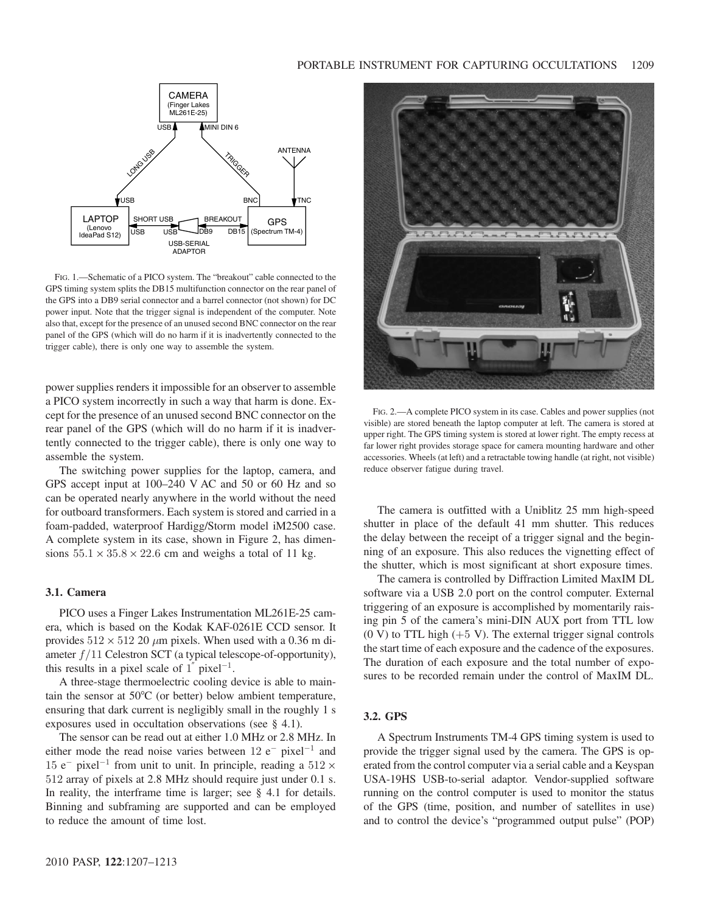FIG. 1.—Schematic of a PICO system. The "breakout" cable connected to the GPS timing system splits the DB15 multifunction connector on the rear panel of the GPS into a DB9 serial connector and a barrel connector (not shown) for DC power input. Note that the trigger signal is independent of the computer. Note also that, except for the presence of an unused second BNC connector on the rear panel of the GPS (which will do no harm if it is inadvertently connected to the trigger cable), there is only one way to assemble the system.

power supplies renders it impossible for an observer to assemble a PICO system incorrectly in such a way that harm is done. Except for the presence of an unused second BNC connector on the rear panel of the GPS (which will do no harm if it is inadvertently connected to the trigger cable), there is only one way to assemble the system.

The switching power supplies for the laptop, camera, and GPS accept input at 100–240 V AC and 50 or 60 Hz and so can be operated nearly anywhere in the world without the need for outboard transformers. Each system is stored and carried in a foam-padded, waterproof Hardigg/Storm model iM2500 case. A complete system in its case, shown in Figure 2, has dimensions $55.1 \times 35.8 \times 22.6$ cm and weighs a total of 11 kg.

### 3.1. Camera

PICO uses a Finger Lakes Instrumentation ML261E-25 camera, which is based on the Kodak KAF-0261E CCD sensor. It provides $512 \times 512$ 20 $\mu$m pixels. When used with a 0.36 m diameter $f/11$ Celestron SCT (a typical telescope-of-opportunity), this results in a pixel scale of $1''$ pixel$^{-1}$.

A three-stage thermoelectric cooling device is able to maintain the sensor at 50°C (or better) below ambient temperature, ensuring that dark current is negligibly small in the roughly 1 s exposures used in occultation observations (see § 4.1).

The sensor can be read out at either 1.0 MHz or 2.8 MHz. In either mode the read noise varies between 12 $e^-$ pixel$^{-1}$ and 15 $e^-$ pixel$^{-1}$ from unit to unit. In principle, reading a $512 \times 512$ array of pixels at 2.8 MHz should require just under 0.1 s. In reality, the interframe time is larger; see § 4.1 for details. Binning and subframing are supported and can be employed to reduce the amount of time lost.

FIG. 2.—A complete PICO system in its case. Cables and power supplies (not visible) are stored beneath the laptop computer at left. The camera is stored at upper right. The GPS timing system is stored at lower right. The empty recess at far lower right provides storage space for camera mounting hardware and other accessories. Wheels (at left) and a retractable towing handle (at right, not visible) reduce observer fatigue during travel.

The camera is outfitted with a Uniblitz 25 mm high-speed shutter in place of the default 41 mm shutter. This reduces the delay between the receipt of a trigger signal and the beginning of an exposure. This also reduces the vignetting effect of the shutter, which is most significant at short exposure times.

The camera is controlled by Diffraction Limited MaxIM DL software via a USB 2.0 port on the control computer. External triggering of an exposure is accomplished by momentarily raising pin 5 of the camera's mini-DIN AUX port from TTL low (0 V) to TTL high (+5 V). The external trigger signal controls the start time of each exposure and the cadence of the exposures. The duration of each exposure and the total number of exposures to be recorded remain under the control of MaxIM DL.

### 3.2. GPS

A Spectrum Instruments TM-4 GPS timing system is used to provide the trigger signal used by the camera. The GPS is operated from the control computer via a serial cable and a Keyspan USA-19HS USB-to-serial adaptor. Vendor-supplied software running on the control computer is used to monitor the status of the GPS (time, position, and number of satellites in use) and to control the device's "programmed output pulse" (POP)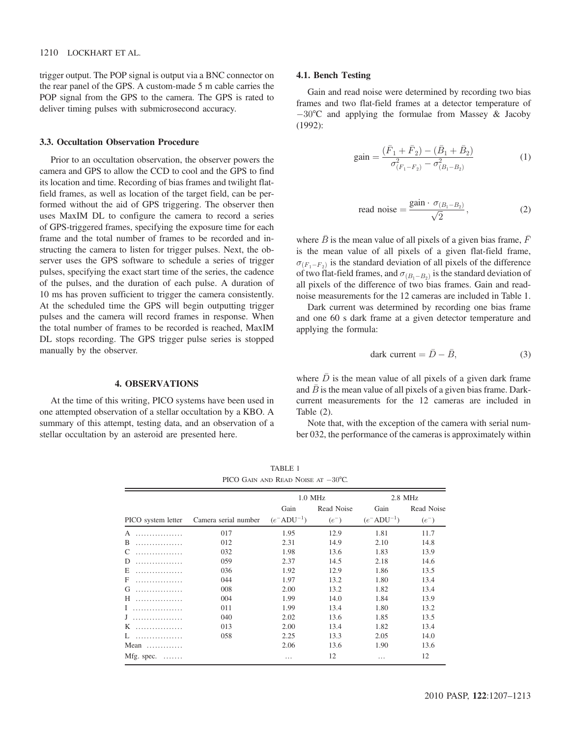trigger output. The POP signal is output via a BNC connector on the rear panel of the GPS. A custom-made 5 m cable carries the POP signal from the GPS to the camera. The GPS is rated to deliver timing pulses with submicrosecond accuracy.

### 3.3. Occultation Observation Procedure

Prior to an occultation observation, the observer powers the camera and GPS to allow the CCD to cool and the GPS to find its location and time. Recording of bias frames and twilight flat-field frames, as well as location of the target field, can be performed without the aid of GPS triggering. The observer then uses MaxIM DL to configure the camera to record a series of GPS-triggered frames, specifying the exposure time for each frame and the total number of frames to be recorded and instructing the camera to listen for trigger pulses. Next, the observer uses the GPS software to schedule a series of trigger pulses, specifying the exact start time of the series, the cadence of the pulses, and the duration of each pulse. A duration of 10 ms has proven sufficient to trigger the camera consistently. At the scheduled time the GPS will begin outputting trigger pulses and the camera will record frames in response. When the total number of frames to be recorded is reached, MaxIM DL stops recording. The GPS trigger pulse series is stopped manually by the observer.

## 4. OBSERVATIONS

At the time of this writing, PICO systems have been used in one attempted observation of a stellar occultation by a KBO. A summary of this attempt, testing data, and an observation of a stellar occultation by an asteroid are presented here.

### 4.1. Bench Testing

Gain and read noise were determined by recording two bias frames and two flat-field frames at a detector temperature of −30°C and applying the formulae from Massey & Jacoby (1992):

$$\text{gain} = \frac{(\bar{F}_1 + \bar{F}_2) - (\bar{B}_1 + \bar{B}_2)}{\sigma^2_{(F_1 - F_2)} - \sigma^2_{(B_1 - B_2)}} \tag{1}$$

$$\text{read noise} = \frac{\text{gain} \cdot \sigma_{(B_1 - B_2)}}{\sqrt{2}}, \tag{2}$$

where $\bar{B}$ is the mean value of all pixels of a given bias frame, $\bar{F}$ is the mean value of all pixels of a given flat-field frame, $\sigma_{(F_1 - F_2)}$ is the standard deviation of all pixels of the difference of two flat-field frames, and $\sigma_{(B_1 - B_2)}$ is the standard deviation of all pixels of the difference of two bias frames. Gain and read-noise measurements for the 12 cameras are included in Table 1.

Dark current was determined by recording one bias frame and one 60 s dark frame at a given detector temperature and applying the formula:

$$\text{dark current} = \bar{D} - \bar{B}, \tag{3}$$

where $\bar{D}$ is the mean value of all pixels of a given dark frame and $\bar{B}$ is the mean value of all pixels of a given bias frame. Dark-current measurements for the 12 cameras are included in Table (2).

Note that, with the exception of the camera with serial number 032, the performance of the cameras is approximately within

TABLE 1
PICO Gain and Read Noise at −30°C.

| | | 1.0 MHz | | 2.8 MHz | |
|---|---|---|---|---|---|
| PICO system letter | Camera serial number | Gain ($e^-$ ADU$^{-1}$) | Read Noise ($e^-$) | Gain ($e^-$ ADU$^{-1}$) | Read Noise ($e^-$) |
| A | 017 | 1.95 | 12.9 | 1.81 | 11.7 |
| B | 012 | 2.31 | 14.9 | 2.10 | 14.8 |
| C | 032 | 1.98 | 13.6 | 1.83 | 13.9 |
| D | 059 | 2.37 | 14.5 | 2.18 | 14.6 |
| E | 036 | 1.92 | 12.9 | 1.86 | 13.5 |
| F | 044 | 1.97 | 13.2 | 1.80 | 13.4 |
| G | 008 | 2.00 | 13.2 | 1.82 | 13.4 |
| H | 004 | 1.99 | 14.0 | 1.84 | 13.9 |
| I | 011 | 1.99 | 13.4 | 1.80 | 13.2 |
| J | 040 | 2.02 | 13.6 | 1.85 | 13.5 |
| K | 013 | 2.00 | 13.4 | 1.82 | 13.4 |
| L | 058 | 2.25 | 13.3 | 2.05 | 14.0 |
| Mean | | 2.06 | 13.6 | 1.90 | 13.6 |
| Mfg. spec. | | … | 12 | … | 12 |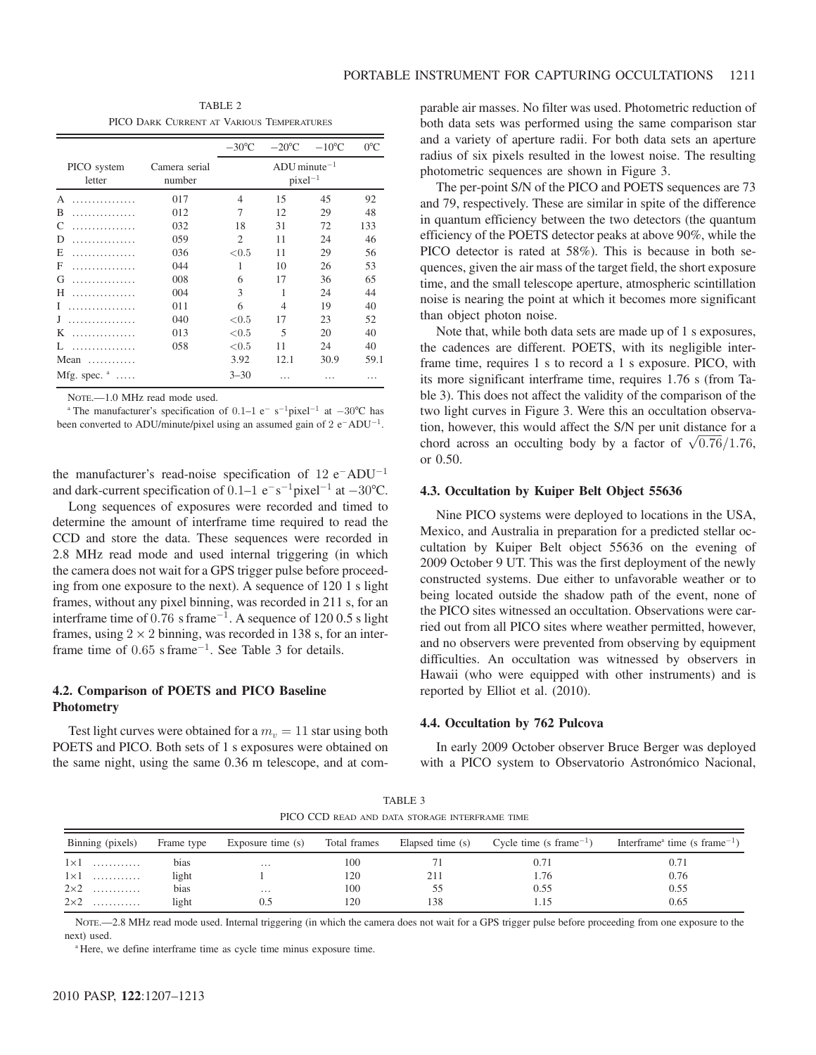TABLE 2
PICO DARK CURRENT AT VARIOUS TEMPERATURES

| PICO system letter | Camera serial number | −30°C | −20°C | −10°C | 0°C |
|---|---|---|---|---|---|
| | | ADU minute$^{-1}$ pixel$^{-1}$ | | | |
| A ................ | 017 | 4 | 15 | 45 | 92 |
| B ................ | 012 | 7 | 12 | 29 | 48 |
| C ................ | 032 | 18 | 31 | 72 | 133 |
| D ................ | 059 | 2 | 11 | 24 | 46 |
| E ................ | 036 | <0.5 | 11 | 29 | 56 |
| F ................ | 044 | 1 | 10 | 26 | 53 |
| G ................ | 008 | 6 | 17 | 36 | 65 |
| H ................ | 004 | 3 | 1 | 24 | 44 |
| I ................ | 011 | 6 | 4 | 19 | 40 |
| J ................ | 040 | <0.5 | 17 | 23 | 52 |
| K ................ | 013 | <0.5 | 5 | 20 | 40 |
| L ................ | 058 | <0.5 | 11 | 24 | 40 |
| Mean ............ | | 3.92 | 12.1 | 30.9 | 59.1 |
| Mfg. spec. [a] ..... | | 3–30 | … | … | … |

NOTE.—1.0 MHz read mode used.

[a] The manufacturer's specification of 0.1–1 $e^-$ $s^{-1}$pixel$^{-1}$ at −30°C has been converted to ADU/minute/pixel using an assumed gain of 2 $e^-$ADU$^{-1}$.

the manufacturer's read-noise specification of 12 $e^-$ADU$^{-1}$ and dark-current specification of 0.1–1 $e^-$s$^{-1}$pixel$^{-1}$ at −30°C.

Long sequences of exposures were recorded and timed to determine the amount of interframe time required to read the CCD and store the data. These sequences were recorded in 2.8 MHz read mode and used internal triggering (in which the camera does not wait for a GPS trigger pulse before proceeding from one exposure to the next). A sequence of 120 1 s light frames, without any pixel binning, was recorded in 211 s, for an interframe time of 0.76 s frame$^{-1}$. A sequence of 120 0.5 s light frames, using $2 \times 2$ binning, was recorded in 138 s, for an interframe time of 0.65 s frame$^{-1}$. See Table 3 for details.

### 4.2. Comparison of POETS and PICO Baseline Photometry

Test light curves were obtained for a $m_v = 11$ star using both POETS and PICO. Both sets of 1 s exposures were obtained on the same night, using the same 0.36 m telescope, and at comparable air masses. No filter was used. Photometric reduction of both data sets was performed using the same comparison star and a variety of aperture radii. For both data sets an aperture radius of six pixels resulted in the lowest noise. The resulting photometric sequences are shown in Figure 3.

The per-point S/N of the PICO and POETS sequences are 73 and 79, respectively. These are similar in spite of the difference in quantum efficiency between the two detectors (the quantum efficiency of the POETS detector peaks at above 90%, while the PICO detector is rated at 58%). This is because in both sequences, given the air mass of the target field, the short exposure time, and the small telescope aperture, atmospheric scintillation noise is nearing the point at which it becomes more significant than object photon noise.

Note that, while both data sets are made up of 1 s exposures, the cadences are different. POETS, with its negligible interframe time, requires 1 s to record a 1 s exposure. PICO, with its more significant interframe time, requires 1.76 s (from Table 3). This does not affect the validity of the comparison of the two light curves in Figure 3. Were this an occultation observation, however, this would affect the S/N per unit distance for a chord across an occulting body by a factor of $\sqrt{0.76}/1.76$, or 0.50.

### 4.3. Occultation by Kuiper Belt Object 55636

Nine PICO systems were deployed to locations in the USA, Mexico, and Australia in preparation for a predicted stellar occultation by Kuiper Belt object 55636 on the evening of 2009 October 9 UT. This was the first deployment of the newly constructed systems. Due either to unfavorable weather or to being located outside the shadow path of the event, none of the PICO sites witnessed an occultation. Observations were carried out from all PICO sites where weather permitted, however, and no observers were prevented from observing by equipment difficulties. An occultation was witnessed by observers in Hawaii (who were equipped with other instruments) and is reported by Elliot et al. (2010).

### 4.4. Occultation by 762 Pulcova

In early 2009 October observer Bruce Berger was deployed with a PICO system to Observatorio Astronómico Nacional,

TABLE 3
PICO CCD READ AND DATA STORAGE INTERFRAME TIME

| Binning (pixels) | Frame type | Exposure time (s) | Total frames | Elapsed time (s) | Cycle time (s frame$^{-1}$) | Interframe[a] time (s frame$^{-1}$) |
|---|---|---|---|---|---|---|
| 1×1 ............ | bias | … | 100 | 71 | 0.71 | 0.71 |
| 1×1 ............ | light | 1 | 120 | 211 | 1.76 | 0.76 |
| 2×2 ............ | bias | … | 100 | 55 | 0.55 | 0.55 |
| 2×2 ............ | light | 0.5 | 120 | 138 | 1.15 | 0.65 |

NOTE.—2.8 MHz read mode used. Internal triggering (in which the camera does not wait for a GPS trigger pulse before proceeding from one exposure to the next) used.

[a] Here, we define interframe time as cycle time minus exposure time.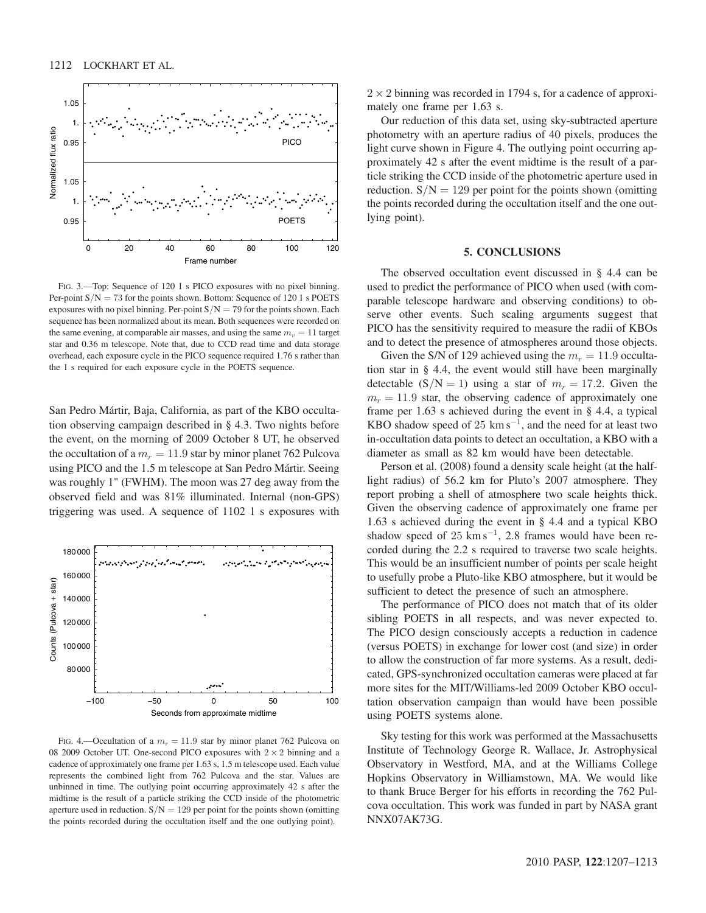FIG. 3.—Top: Sequence of 120 1 s PICO exposures with no pixel binning. Per-point $\mathrm{S/N} = 73$ for the points shown. Bottom: Sequence of 120 1 s POETS exposures with no pixel binning. Per-point $\mathrm{S/N} = 79$ for the points shown. Each sequence has been normalized about its mean. Both sequences were recorded on the same evening, at comparable air masses, and using the same $m_v = 11$ target star and 0.36 m telescope. Note that, due to CCD read time and data storage overhead, each exposure cycle in the PICO sequence required 1.76 s rather than the 1 s required for each exposure cycle in the POETS sequence.

San Pedro Mártir, Baja, California, as part of the KBO occultation observing campaign described in § 4.3. Two nights before the event, on the morning of 2009 October 8 UT, he observed the occultation of a $m_r = 11.9$ star by minor planet 762 Pulcova using PICO and the 1.5 m telescope at San Pedro Mártir. Seeing was roughly 1" (FWHM). The moon was 27 deg away from the observed field and was 81% illuminated. Internal (non-GPS) triggering was used. A sequence of 1102 1 s exposures with $2 \times 2$ binning was recorded in 1794 s, for a cadence of approximately one frame per 1.63 s.

FIG. 4.—Occultation of a $m_r = 11.9$ star by minor planet 762 Pulcova on 08 2009 October UT. One-second PICO exposures with $2 \times 2$ binning and a cadence of approximately one frame per 1.63 s, 1.5 m telescope used. Each value represents the combined light from 762 Pulcova and the star. Values are unbinned in time. The outlying point occurring approximately 42 s after the midtime is the result of a particle striking the CCD inside of the photometric aperture used in reduction. $\mathrm{S/N} = 129$ per point for the points shown (omitting the points recorded during the occultation itself and the one outlying point).

Our reduction of this data set, using sky-subtracted aperture photometry with an aperture radius of 40 pixels, produces the light curve shown in Figure 4. The outlying point occurring approximately 42 s after the event midtime is the result of a particle striking the CCD inside of the photometric aperture used in reduction. $\mathrm{S/N} = 129$ per point for the points shown (omitting the points recorded during the occultation itself and the one outlying point).

## 5. CONCLUSIONS

The observed occultation event discussed in § 4.4 can be used to predict the performance of PICO when used (with comparable telescope hardware and observing conditions) to observe other events. Such scaling arguments suggest that PICO has the sensitivity required to measure the radii of KBOs and to detect the presence of atmospheres around those objects.

Given the S/N of 129 achieved using the $m_r = 11.9$ occultation star in § 4.4, the event would still have been marginally detectable ($\mathrm{S/N} = 1$) using a star of $m_r = 17.2$. Given the $m_r = 11.9$ star, the observing cadence of approximately one frame per 1.63 s achieved during the event in § 4.4, a typical KBO shadow speed of $25\ \mathrm{km\,s^{-1}}$, and the need for at least two in-occultation data points to detect an occultation, a KBO with a diameter as small as 82 km would have been detectable.

Person et al. (2008) found a density scale height (at the half-light radius) of 56.2 km for Pluto's 2007 atmosphere. They report probing a shell of atmosphere two scale heights thick. Given the observing cadence of approximately one frame per 1.63 s achieved during the event in § 4.4 and a typical KBO shadow speed of $25\ \mathrm{km\,s^{-1}}$, 2.8 frames would have been recorded during the 2.2 s required to traverse two scale heights. This would be an insufficient number of points per scale height to usefully probe a Pluto-like KBO atmosphere, but it would be sufficient to detect the presence of such an atmosphere.

The performance of PICO does not match that of its older sibling POETS in all respects, and was never expected to. The PICO design consciously accepts a reduction in cadence (versus POETS) in exchange for lower cost (and size) in order to allow the construction of far more systems. As a result, dedicated, GPS-synchronized occultation cameras were placed at far more sites for the MIT/Williams-led 2009 October KBO occultation observation campaign than would have been possible using POETS systems alone.

Sky testing for this work was performed at the Massachusetts Institute of Technology George R. Wallace, Jr. Astrophysical Observatory in Westford, MA, and at the Williams College Hopkins Observatory in Williamstown, MA. We would like to thank Bruce Berger for his efforts in recording the 762 Pulcova occultation. This work was funded in part by NASA grant NNX07AK73G.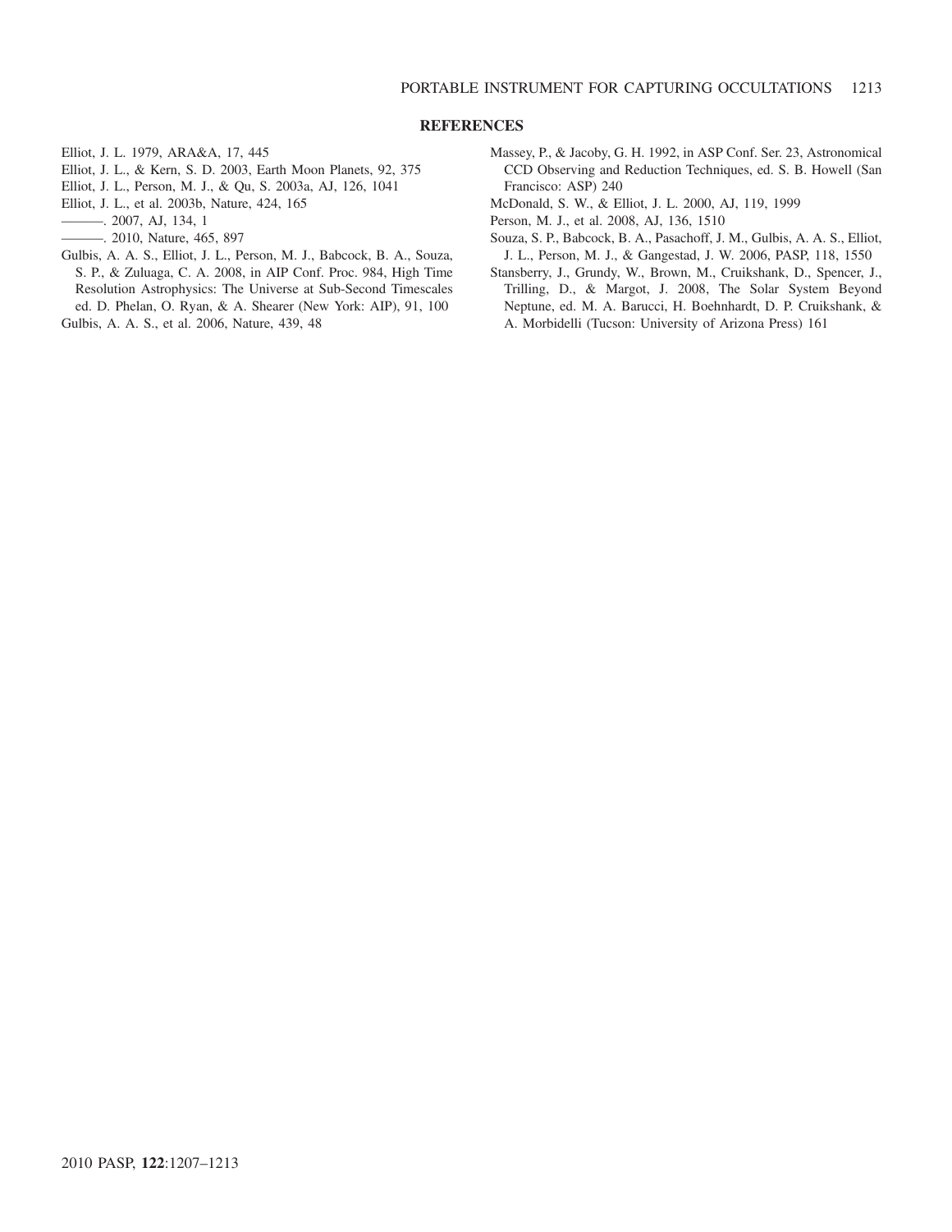## REFERENCES

Elliot, J. L. 1979, ARA&A, 17, 445

Elliot, J. L., & Kern, S. D. 2003, Earth Moon Planets, 92, 375

Elliot, J. L., Person, M. J., & Qu, S. 2003a, AJ, 126, 1041

Elliot, J. L., et al. 2003b, Nature, 424, 165

———. 2007, AJ, 134, 1

———. 2010, Nature, 465, 897

Gulbis, A. A. S., Elliot, J. L., Person, M. J., Babcock, B. A., Souza, S. P., & Zuluaga, C. A. 2008, in AIP Conf. Proc. 984, High Time Resolution Astrophysics: The Universe at Sub-Second Timescales ed. D. Phelan, O. Ryan, & A. Shearer (New York: AIP), 91, 100

Gulbis, A. A. S., et al. 2006, Nature, 439, 48

Massey, P., & Jacoby, G. H. 1992, in ASP Conf. Ser. 23, Astronomical CCD Observing and Reduction Techniques, ed. S. B. Howell (San Francisco: ASP) 240

McDonald, S. W., & Elliot, J. L. 2000, AJ, 119, 1999

Person, M. J., et al. 2008, AJ, 136, 1510

Souza, S. P., Babcock, B. A., Pasachoff, J. M., Gulbis, A. A. S., Elliot, J. L., Person, M. J., & Gangestad, J. W. 2006, PASP, 118, 1550

Stansberry, J., Grundy, W., Brown, M., Cruikshank, D., Spencer, J., Trilling, D., & Margot, J. 2008, The Solar System Beyond Neptune, ed. M. A. Barucci, H. Boehnhardt, D. P. Cruikshank, & A. Morbidelli (Tucson: University of Arizona Press) 161